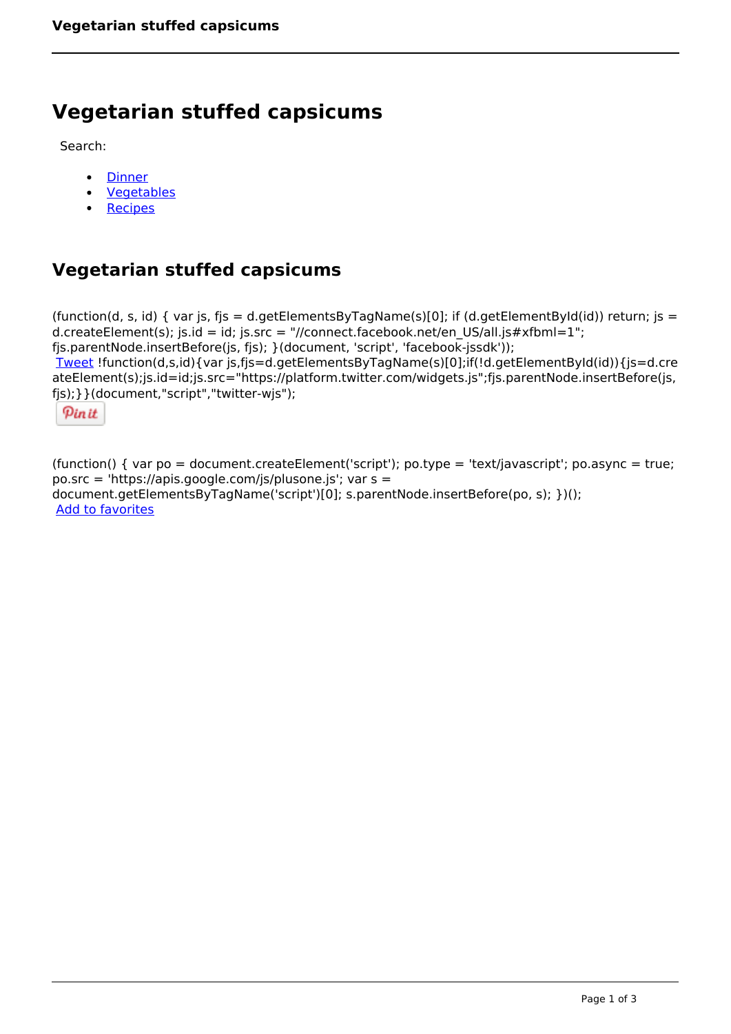# Vegetarian stuffed capsicums

Search:

- Dinner
- Vegetables
- Recipes

## Vegetarian stuffed capsicums

(function(d, s, id) { var js, fjs = d.getElementsByTagName(s)[0]; if (d.getElementById(id)) return; js = d.createElement(s); js.id = id; js.src = "//connect.facebook.net/en_US/all.js#xfbml=1"; fjs.parentNode.insertBefore(js, fjs); }(document, 'script', 'facebook-jssdk'));

Tweet !function(d,s,id){var js,fjs=d.getElementsByTagName(s)[0];if(!d.getElementById(id)){js=d.createElement(s);js.id=id;js.src="https://platform.twitter.com/widgets.js";fjs.parentNode.insertBefore(js,fjs);}}(document,"script","twitter-wjs");

Pin it

(function() { var po = document.createElement('script'); po.type = 'text/javascript'; po.async = true; po.src = 'https://apis.google.com/js/plusone.js'; var s = document.getElementsByTagName('script')[0]; s.parentNode.insertBefore(po, s); })();

Add to favorites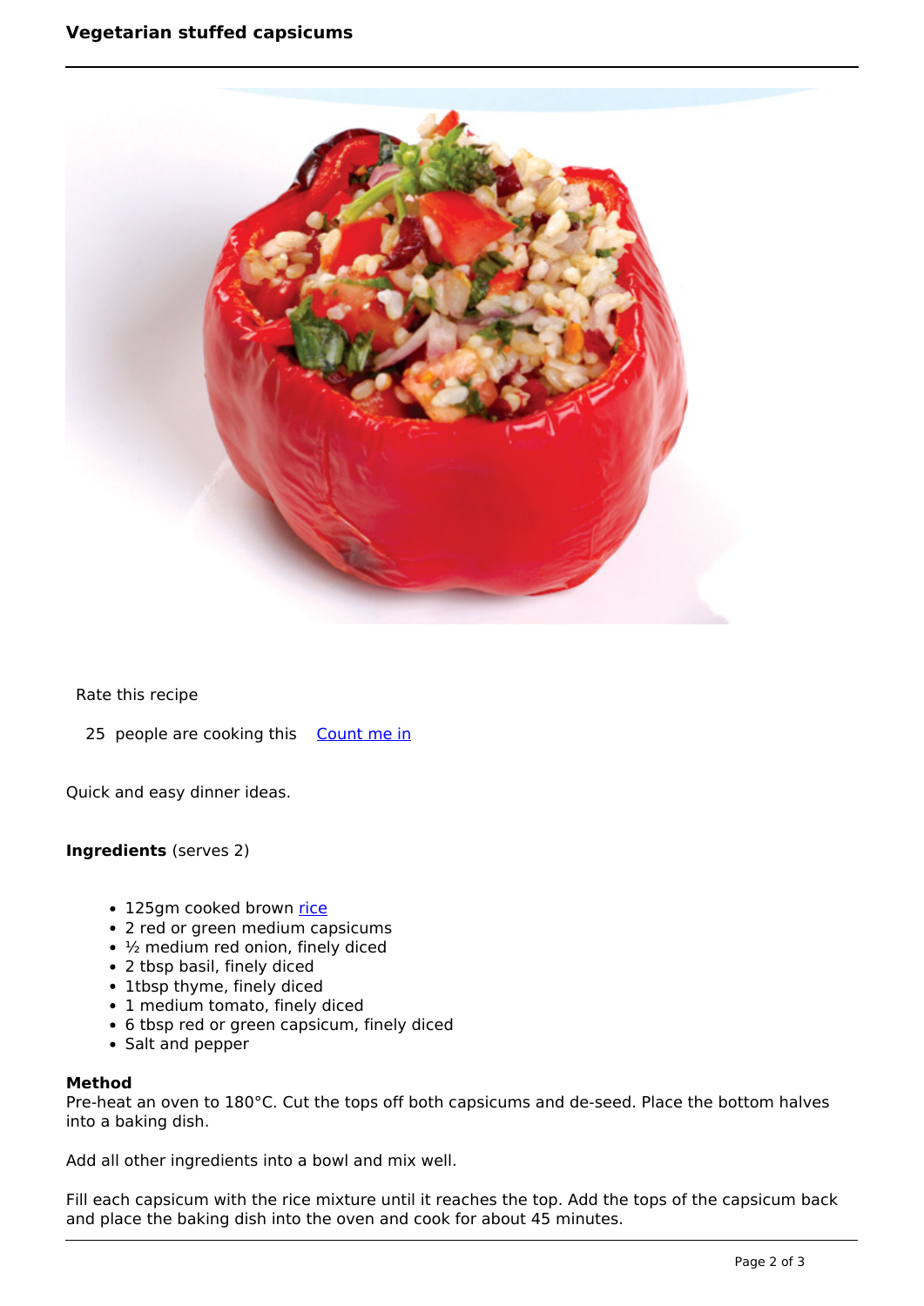# Vegetarian stuffed capsicums

Rate this recipe

25 people are cooking this [Count me in]

Quick and easy dinner ideas.

**Ingredients** (serves 2)

- 125gm cooked brown rice
- 2 red or green medium capsicums
- ½ medium red onion, finely diced
- 2 tbsp basil, finely diced
- 1tbsp thyme, finely diced
- 1 medium tomato, finely diced
- 6 tbsp red or green capsicum, finely diced
- Salt and pepper

**Method**

Pre-heat an oven to 180°C. Cut the tops off both capsicums and de-seed. Place the bottom halves into a baking dish.

Add all other ingredients into a bowl and mix well.

Fill each capsicum with the rice mixture until it reaches the top. Add the tops of the capsicum back and place the baking dish into the oven and cook for about 45 minutes.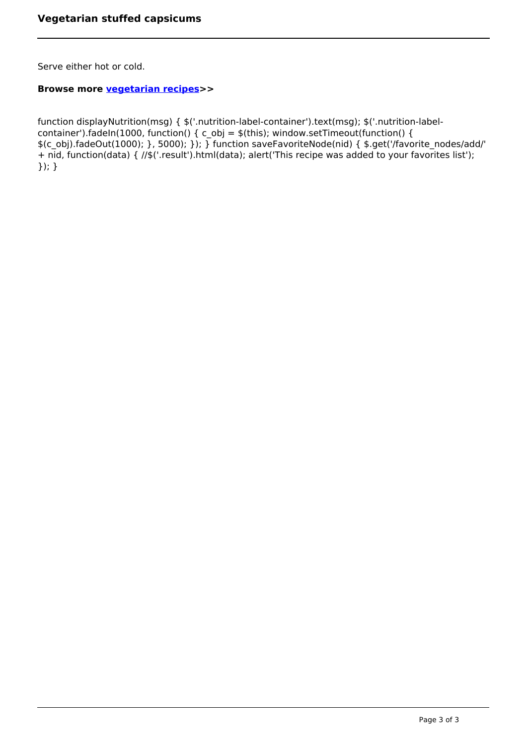Serve either hot or cold.

**Browse more vegetarian recipes>>**

```
function displayNutrition(msg) { $('.nutrition-label-container').text(msg); $('.nutrition-label-container').fadeIn(1000, function() { c_obj = $(this); window.setTimeout(function() { $(c_obj).fadeOut(1000); }, 5000); }); } function saveFavoriteNode(nid) { $.get('/favorite_nodes/add/' + nid, function(data) { //$('.result').html(data); alert('This recipe was added to your favorites list'); }); }
```